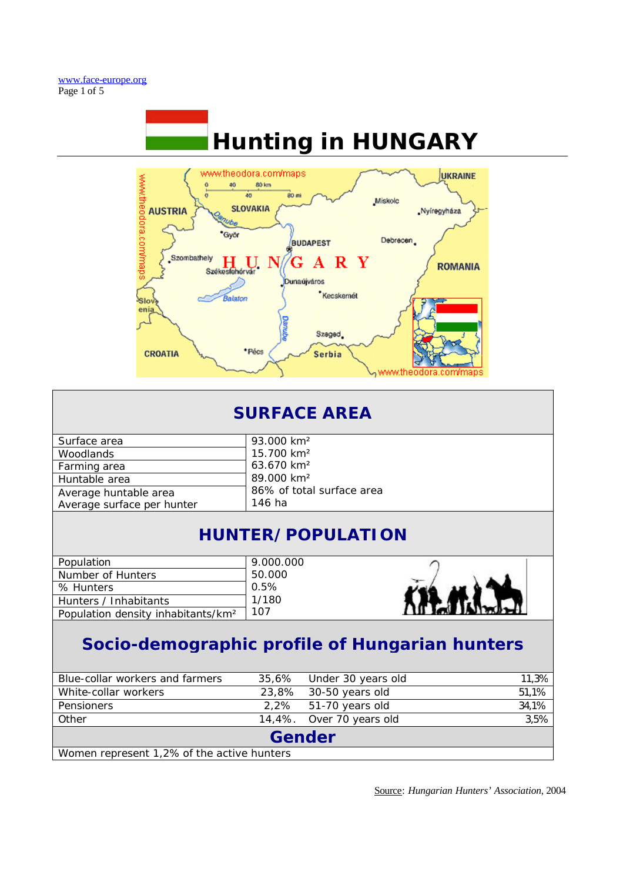www.face-europe.org

# Hunting in HUNGARY

## SURFACE AREA

| | |
|---|---|
| Surface area | 93.000 km² |
| Woodlands | 15.700 km² |
| Farming area | 63.670 km² |
| Huntable area | 89.000 km² |
| Average huntable area | 86% of total surface area |
| Average surface per hunter | 146 ha |

## HUNTER/POPULATION

| | |
|---|---|
| Population | 9.000.000 |
| Number of Hunters | 50.000 |
| % Hunters | 0.5% |
| Hunters / Inhabitants | 1/180 |
| Population density inhabitants/km² | 107 |

## Socio-demographic profile of Hungarian hunters

| | | | |
|---|---|---|---|
| Blue-collar workers and farmers | 35,6% | Under 30 years old | 11,3% |
| White-collar workers | 23,8% | 30-50 years old | 51,1% |
| Pensioners | 2,2% | 51-70 years old | 34,1% |
| Other | 14,4%. | Over 70 years old | 3,5% |

## Gender

Women represent 1,2% of the active hunters

Source: *Hungarian Hunters' Association*, 2004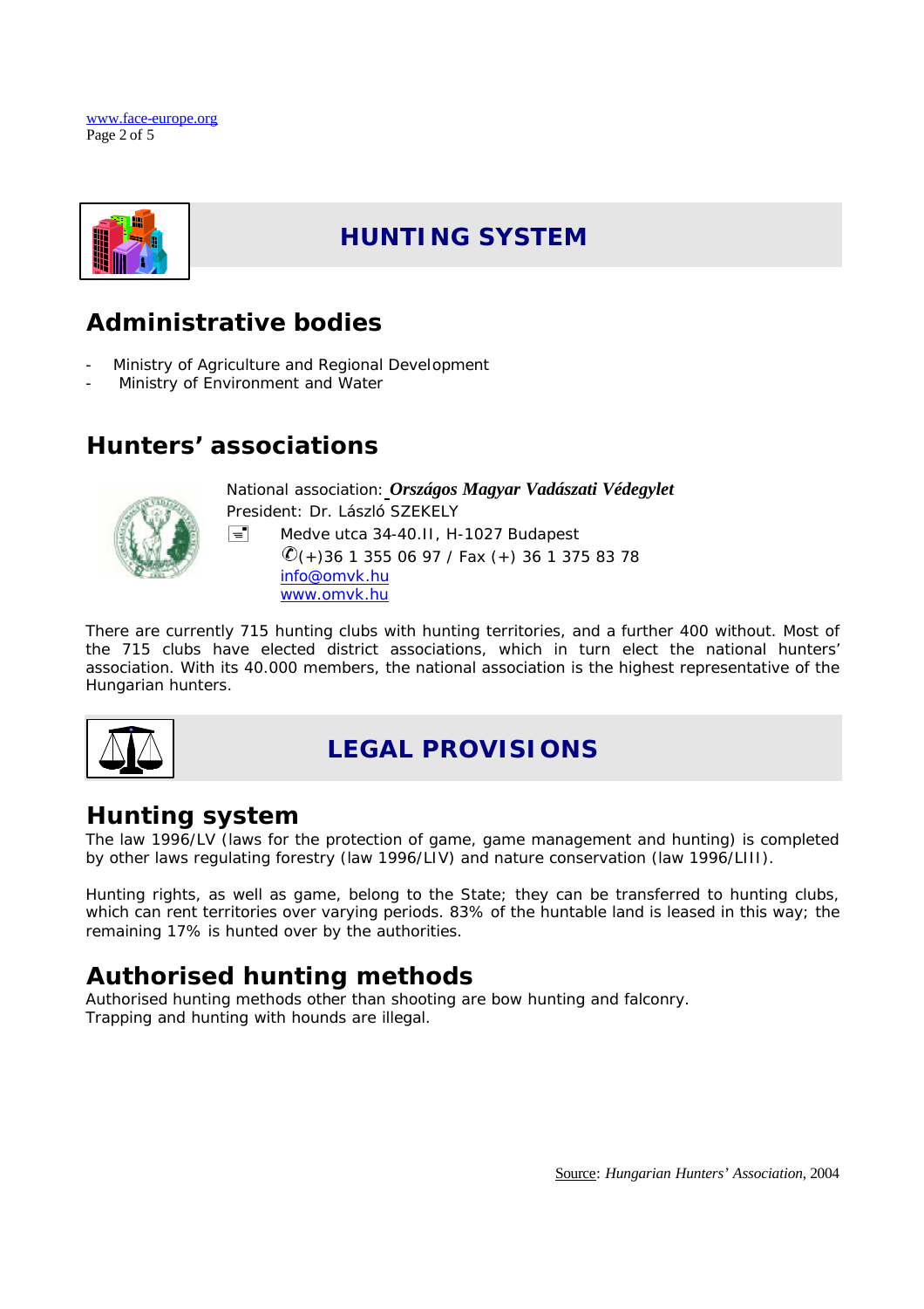# HUNTING SYSTEM

## Administrative bodies

- Ministry of Agriculture and Regional Development
- Ministry of Environment and Water

## Hunters' associations

National association: ***Országos Magyar Vadászati Védegylet***
President: Dr. László SZEKELY
Medve utca 34-40.II, H-1027 Budapest
(+)36 1 355 06 97 / Fax (+) 36 1 375 83 78
info@omvk.hu
www.omvk.hu

There are currently 715 hunting clubs with hunting territories, and a further 400 without. Most of the 715 clubs have elected district associations, which in turn elect the national hunters' association. With its 40.000 members, the national association is the highest representative of the Hungarian hunters.

# LEGAL PROVISIONS

## Hunting system

The law 1996/LV (laws for the protection of game, game management and hunting) is completed by other laws regulating forestry (law 1996/LIV) and nature conservation (law 1996/LIII).

Hunting rights, as well as game, belong to the State; they can be transferred to hunting clubs, which can rent territories over varying periods. 83% of the huntable land is leased in this way; the remaining 17% is hunted over by the authorities.

## Authorised hunting methods

Authorised hunting methods other than shooting are bow hunting and falconry.
Trapping and hunting with hounds are illegal.

Source: *Hungarian Hunters' Association*, 2004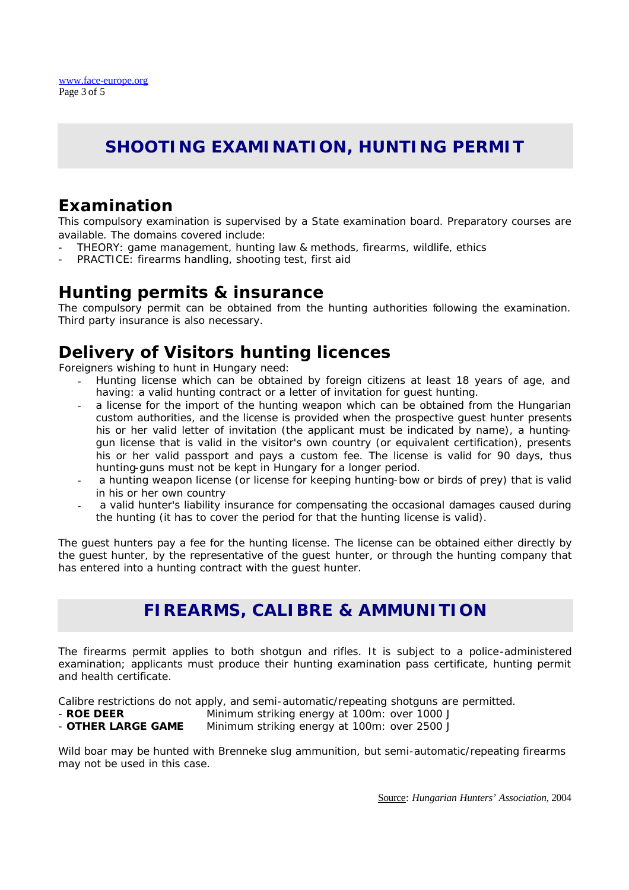# SHOOTING EXAMINATION, HUNTING PERMIT

## Examination

This compulsory examination is supervised by a State examination board. Preparatory courses are available. The domains covered include:

- THEORY: game management, hunting law & methods, firearms, wildlife, ethics
- PRACTICE: firearms handling, shooting test, first aid

## Hunting permits & insurance

The compulsory permit can be obtained from the hunting authorities following the examination. Third party insurance is also necessary.

## Delivery of Visitors hunting licences

Foreigners wishing to hunt in Hungary need:

- Hunting license which can be obtained by foreign citizens at least 18 years of age, and having: a valid hunting contract or a letter of invitation for guest hunting.
- a license for the import of the hunting weapon which can be obtained from the Hungarian custom authorities, and the license is provided when the prospective guest hunter presents his or her valid letter of invitation (the applicant must be indicated by name), a hunting-gun license that is valid in the visitor's own country (or equivalent certification), presents his or her valid passport and pays a custom fee. The license is valid for 90 days, thus hunting-guns must not be kept in Hungary for a longer period.
- a hunting weapon license (or license for keeping hunting-bow or birds of prey) that is valid in his or her own country
- a valid hunter's liability insurance for compensating the occasional damages caused during the hunting (it has to cover the period for that the hunting license is valid).

The guest hunters pay a fee for the hunting license. The license can be obtained either directly by the guest hunter, by the representative of the guest hunter, or through the hunting company that has entered into a hunting contract with the guest hunter.

# FIREARMS, CALIBRE & AMMUNITION

The firearms permit applies to both shotgun and rifles. It is subject to a police-administered examination; applicants must produce their hunting examination pass certificate, hunting permit and health certificate.

Calibre restrictions do not apply, and semi-automatic/repeating shotguns are permitted.

- **ROE DEER** Minimum striking energy at 100m: over 1000 J
- **OTHER LARGE GAME** Minimum striking energy at 100m: over 2500 J

Wild boar may be hunted with Brenneke slug ammunition, but semi-automatic/repeating firearms may not be used in this case.

Source: *Hungarian Hunters' Association*, 2004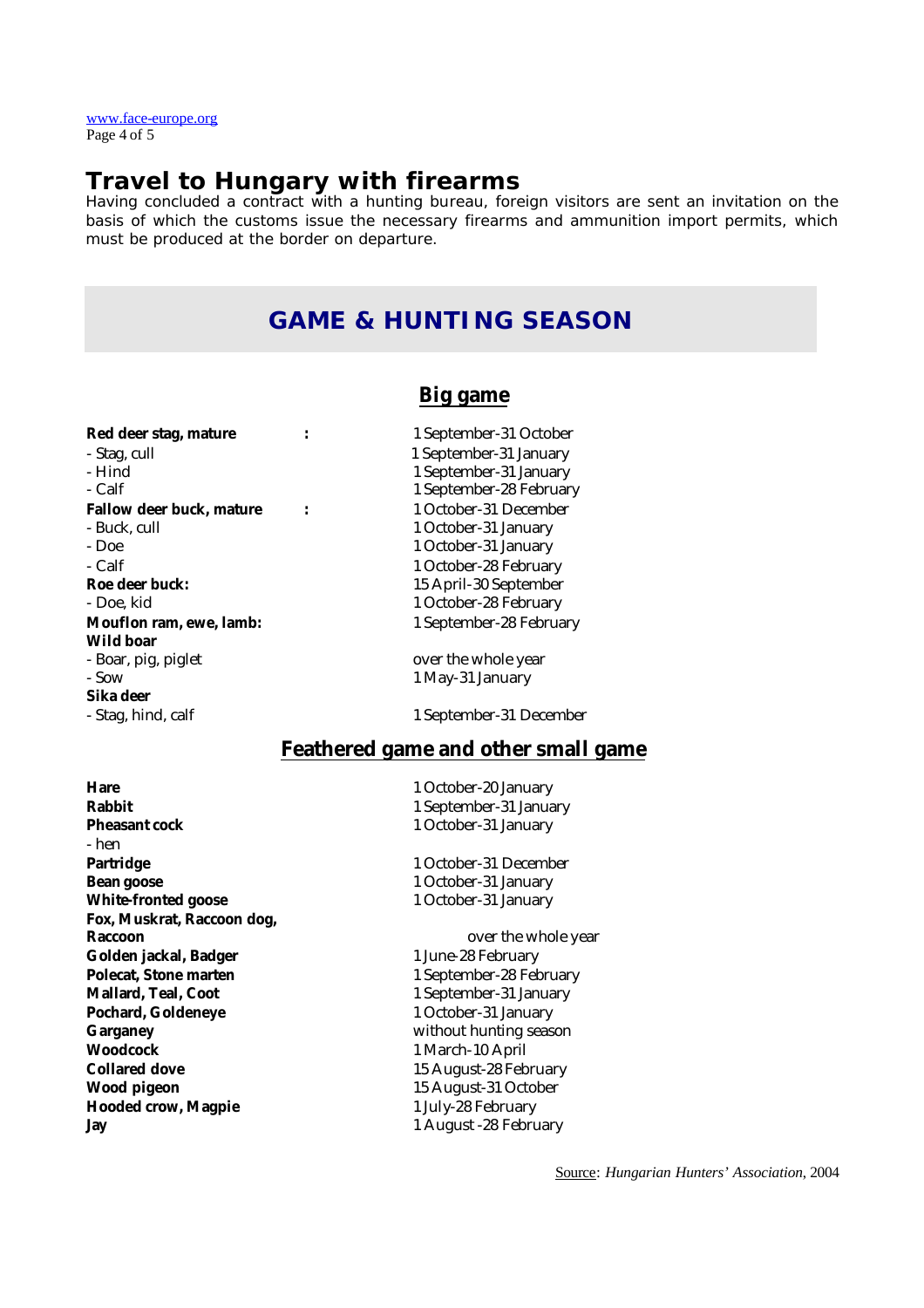## Travel to Hungary with firearms

Having concluded a contract with a hunting bureau, foreign visitors are sent an invitation on the basis of which the customs issue the necessary firearms and ammunition import permits, which must be produced at the border on departure.

# GAME & HUNTING SEASON

## Big game

| | |
|---|---|
| **Red deer stag, mature** : | 1 September-31 October |
| - Stag, cull | 1 September-31 January |
| - Hind | 1 September-31 January |
| - Calf | 1 September-28 February |
| **Fallow deer buck, mature** : | 1 October-31 December |
| - Buck, cull | 1 October-31 January |
| - Doe | 1 October-31 January |
| - Calf | 1 October-28 February |
| **Roe deer buck:** | 15 April-30 September |
| - Doe, kid | 1 October-28 February |
| **Mouflon ram, ewe, lamb:** | 1 September-28 February |
| **Wild boar** | |
| - Boar, pig, piglet | over the whole year |
| - Sow | 1 May-31 January |
| **Sika deer** | |
| - Stag, hind, calf | 1 September-31 December |

## Feathered game and other small game

| | |
|---|---|
| **Hare** | 1 October-20 January |
| **Rabbit** | 1 September-31 January |
| **Pheasant cock** | 1 October-31 January |
| - hen | |
| **Partridge** | 1 October-31 December |
| **Bean goose** | 1 October-31 January |
| **White-fronted goose** | 1 October-31 January |
| **Fox, Muskrat, Raccoon dog, Raccoon** | over the whole year |
| **Golden jackal, Badger** | 1 June-28 February |
| **Polecat, Stone marten** | 1 September-28 February |
| **Mallard, Teal, Coot** | 1 September-31 January |
| **Pochard, Goldeneye** | 1 October-31 January |
| **Garganey** | without hunting season |
| **Woodcock** | 1 March-10 April |
| **Collared dove** | 15 August-28 February |
| **Wood pigeon** | 15 August-31 October |
| **Hooded crow, Magpie** | 1 July-28 February |
| **Jay** | 1 August -28 February |

Source: *Hungarian Hunters' Association*, 2004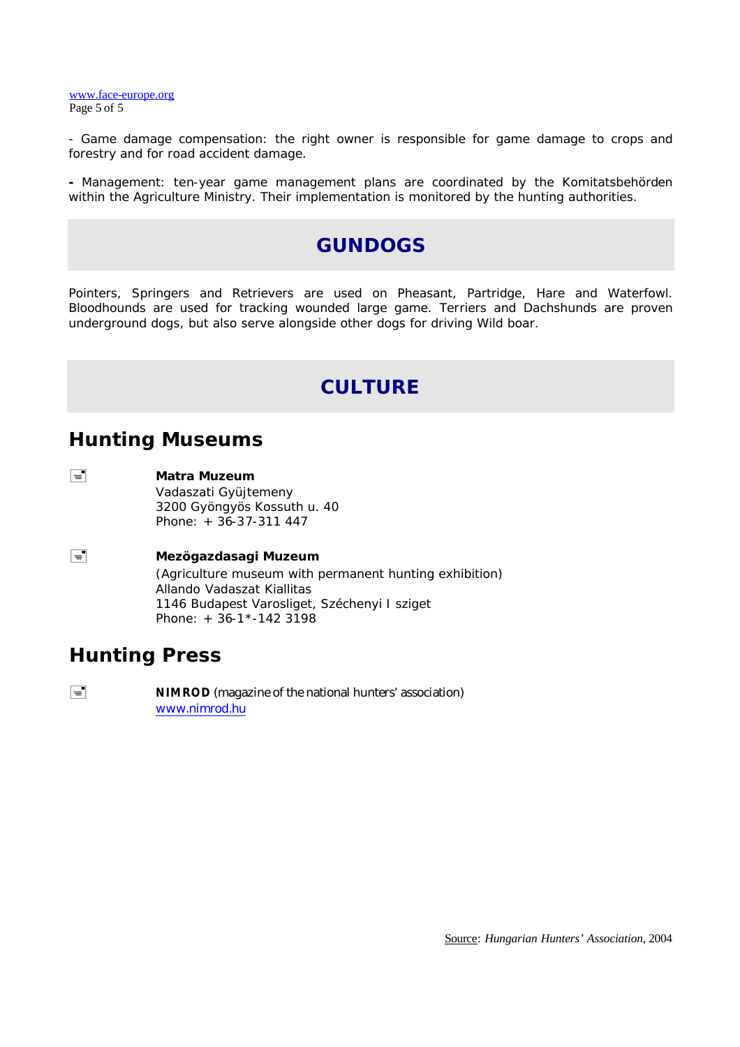- Game damage compensation: the right owner is responsible for game damage to crops and forestry and for road accident damage.

**-** Management: ten-year game management plans are coordinated by the Komitatsbehörden within the Agriculture Ministry. Their implementation is monitored by the hunting authorities.

# GUNDOGS

Pointers, Springers and Retrievers are used on Pheasant, Partridge, Hare and Waterfowl. Bloodhounds are used for tracking wounded large game. Terriers and Dachshunds are proven underground dogs, but also serve alongside other dogs for driving Wild boar.

# CULTURE

## Hunting Museums

**Matra Muzeum**
Vadaszati Gyüjtemeny
3200 Gyöngyös Kossuth u. 40
Phone: + 36-37-311 447

**Mezögazdasagi Muzeum**
(Agriculture museum with permanent hunting exhibition)
Allando Vadaszat Kiallitas
1146 Budapest Varosliget, Széchenyi I sziget
Phone: + 36-1*-142 3198

## Hunting Press

**NIMROD** (magazine of the national hunters' association)
www.nimrod.hu

Source: *Hungarian Hunters' Association*, 2004